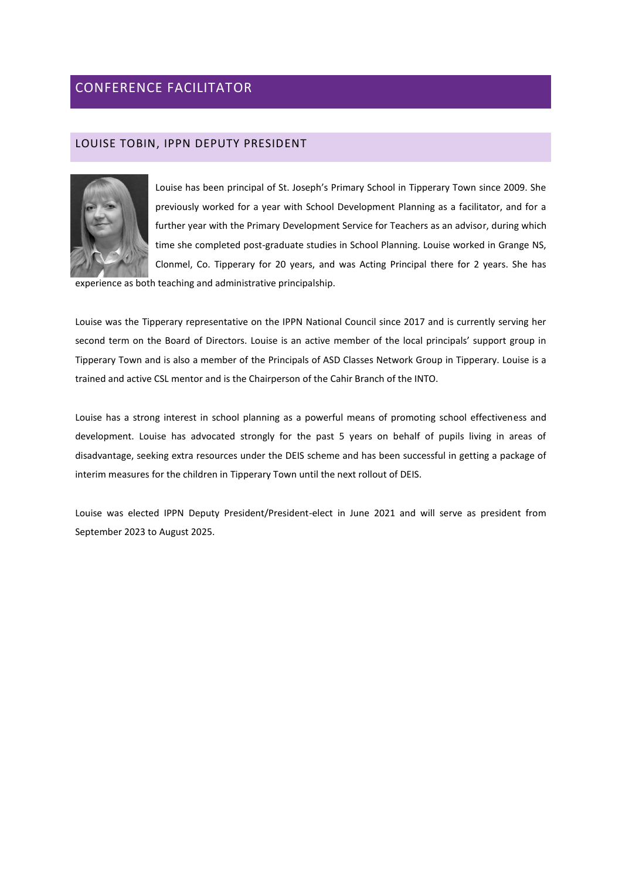# CONFERENCE FACILITATOR

## LOUISE TOBIN, IPPN DEPUTY PRESIDENT

Louise has been principal of St. Joseph's Primary School in Tipperary Town since 2009. She previously worked for a year with School Development Planning as a facilitator, and for a further year with the Primary Development Service for Teachers as an advisor, during which time she completed post-graduate studies in School Planning. Louise worked in Grange NS, Clonmel, Co. Tipperary for 20 years, and was Acting Principal there for 2 years. She has experience as both teaching and administrative principalship.

Louise was the Tipperary representative on the IPPN National Council since 2017 and is currently serving her second term on the Board of Directors. Louise is an active member of the local principals' support group in Tipperary Town and is also a member of the Principals of ASD Classes Network Group in Tipperary. Louise is a trained and active CSL mentor and is the Chairperson of the Cahir Branch of the INTO.

Louise has a strong interest in school planning as a powerful means of promoting school effectiveness and development. Louise has advocated strongly for the past 5 years on behalf of pupils living in areas of disadvantage, seeking extra resources under the DEIS scheme and has been successful in getting a package of interim measures for the children in Tipperary Town until the next rollout of DEIS.

Louise was elected IPPN Deputy President/President-elect in June 2021 and will serve as president from September 2023 to August 2025.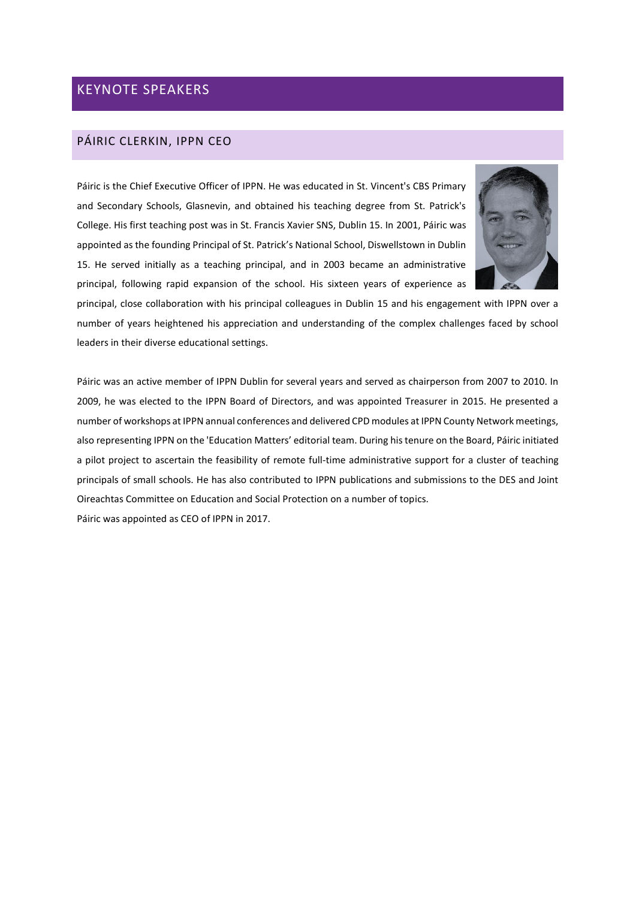# KEYNOTE SPEAKERS

## PÁIRIC CLERKIN, IPPN CEO

Páiric is the Chief Executive Officer of IPPN. He was educated in St. Vincent's CBS Primary and Secondary Schools, Glasnevin, and obtained his teaching degree from St. Patrick's College. His first teaching post was in St. Francis Xavier SNS, Dublin 15. In 2001, Páiric was appointed as the founding Principal of St. Patrick's National School, Diswellstown in Dublin 15. He served initially as a teaching principal, and in 2003 became an administrative principal, following rapid expansion of the school. His sixteen years of experience as principal, close collaboration with his principal colleagues in Dublin 15 and his engagement with IPPN over a number of years heightened his appreciation and understanding of the complex challenges faced by school leaders in their diverse educational settings.

Páiric was an active member of IPPN Dublin for several years and served as chairperson from 2007 to 2010. In 2009, he was elected to the IPPN Board of Directors, and was appointed Treasurer in 2015. He presented a number of workshops at IPPN annual conferences and delivered CPD modules at IPPN County Network meetings, also representing IPPN on the 'Education Matters' editorial team. During his tenure on the Board, Páiric initiated a pilot project to ascertain the feasibility of remote full-time administrative support for a cluster of teaching principals of small schools. He has also contributed to IPPN publications and submissions to the DES and Joint Oireachtas Committee on Education and Social Protection on a number of topics.

Páiric was appointed as CEO of IPPN in 2017.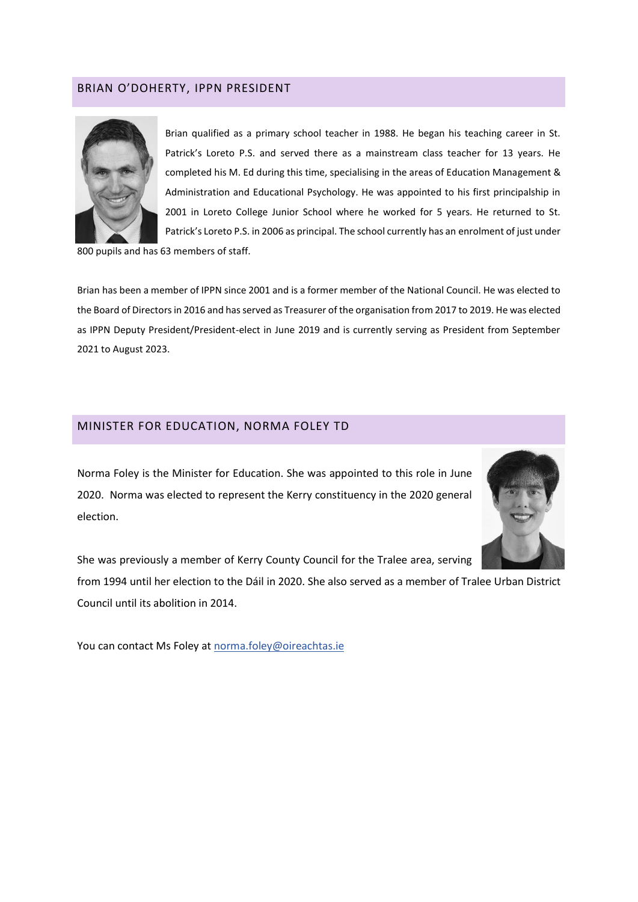## BRIAN O'DOHERTY, IPPN PRESIDENT

Brian qualified as a primary school teacher in 1988. He began his teaching career in St. Patrick's Loreto P.S. and served there as a mainstream class teacher for 13 years. He completed his M. Ed during this time, specialising in the areas of Education Management & Administration and Educational Psychology. He was appointed to his first principalship in 2001 in Loreto College Junior School where he worked for 5 years. He returned to St. Patrick's Loreto P.S. in 2006 as principal. The school currently has an enrolment of just under 800 pupils and has 63 members of staff.

Brian has been a member of IPPN since 2001 and is a former member of the National Council. He was elected to the Board of Directors in 2016 and has served as Treasurer of the organisation from 2017 to 2019. He was elected as IPPN Deputy President/President-elect in June 2019 and is currently serving as President from September 2021 to August 2023.

## MINISTER FOR EDUCATION, NORMA FOLEY TD

Norma Foley is the Minister for Education. She was appointed to this role in June 2020. Norma was elected to represent the Kerry constituency in the 2020 general election.

She was previously a member of Kerry County Council for the Tralee area, serving from 1994 until her election to the Dáil in 2020. She also served as a member of Tralee Urban District Council until its abolition in 2014.

You can contact Ms Foley at [norma.foley@oireachtas.ie](mailto:norma.foley@oireachtas.ie)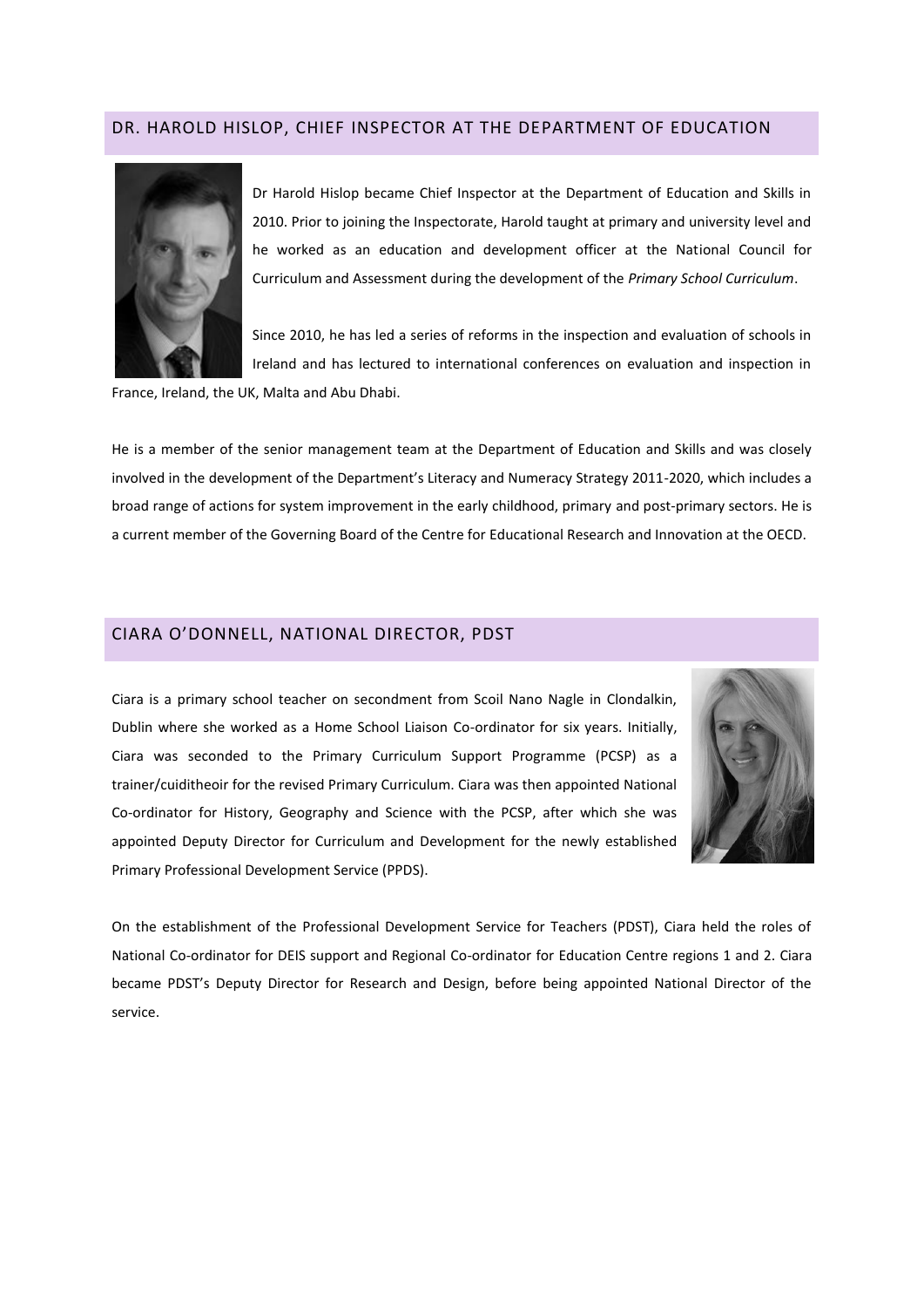## DR. HAROLD HISLOP, CHIEF INSPECTOR AT THE DEPARTMENT OF EDUCATION

Dr Harold Hislop became Chief Inspector at the Department of Education and Skills in 2010. Prior to joining the Inspectorate, Harold taught at primary and university level and he worked as an education and development officer at the National Council for Curriculum and Assessment during the development of the *Primary School Curriculum*.

Since 2010, he has led a series of reforms in the inspection and evaluation of schools in Ireland and has lectured to international conferences on evaluation and inspection in France, Ireland, the UK, Malta and Abu Dhabi.

He is a member of the senior management team at the Department of Education and Skills and was closely involved in the development of the Department's Literacy and Numeracy Strategy 2011-2020, which includes a broad range of actions for system improvement in the early childhood, primary and post-primary sectors. He is a current member of the Governing Board of the Centre for Educational Research and Innovation at the OECD.

## CIARA O'DONNELL, NATIONAL DIRECTOR, PDST

Ciara is a primary school teacher on secondment from Scoil Nano Nagle in Clondalkin, Dublin where she worked as a Home School Liaison Co-ordinator for six years. Initially, Ciara was seconded to the Primary Curriculum Support Programme (PCSP) as a trainer/cuiditheoir for the revised Primary Curriculum. Ciara was then appointed National Co-ordinator for History, Geography and Science with the PCSP, after which she was appointed Deputy Director for Curriculum and Development for the newly established Primary Professional Development Service (PPDS).

On the establishment of the Professional Development Service for Teachers (PDST), Ciara held the roles of National Co-ordinator for DEIS support and Regional Co-ordinator for Education Centre regions 1 and 2. Ciara became PDST's Deputy Director for Research and Design, before being appointed National Director of the service.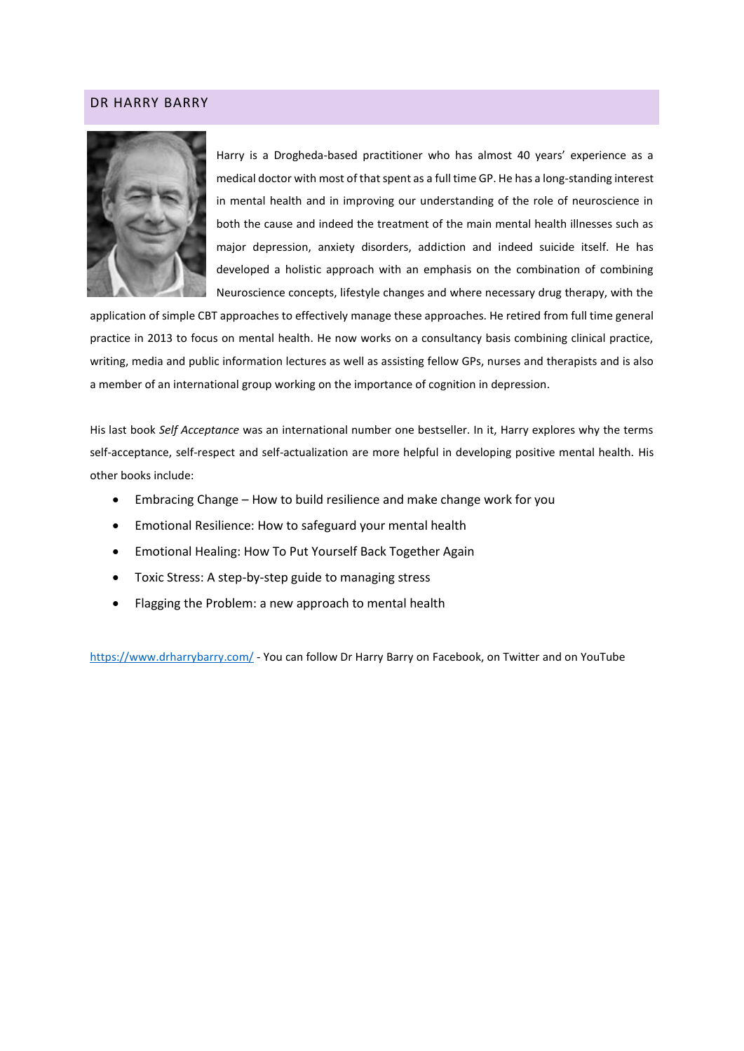## DR HARRY BARRY

Harry is a Drogheda-based practitioner who has almost 40 years' experience as a medical doctor with most of that spent as a full time GP. He has a long-standing interest in mental health and in improving our understanding of the role of neuroscience in both the cause and indeed the treatment of the main mental health illnesses such as major depression, anxiety disorders, addiction and indeed suicide itself. He has developed a holistic approach with an emphasis on the combination of combining Neuroscience concepts, lifestyle changes and where necessary drug therapy, with the application of simple CBT approaches to effectively manage these approaches. He retired from full time general practice in 2013 to focus on mental health. He now works on a consultancy basis combining clinical practice, writing, media and public information lectures as well as assisting fellow GPs, nurses and therapists and is also a member of an international group working on the importance of cognition in depression.

His last book *Self Acceptance* was an international number one bestseller. In it, Harry explores why the terms self-acceptance, self-respect and self-actualization are more helpful in developing positive mental health. His other books include:

- Embracing Change – How to build resilience and make change work for you
- Emotional Resilience: How to safeguard your mental health
- Emotional Healing: How To Put Yourself Back Together Again
- Toxic Stress: A step-by-step guide to managing stress
- Flagging the Problem: a new approach to mental health

https://www.drharrybarry.com/ - You can follow Dr Harry Barry on Facebook, on Twitter and on YouTube